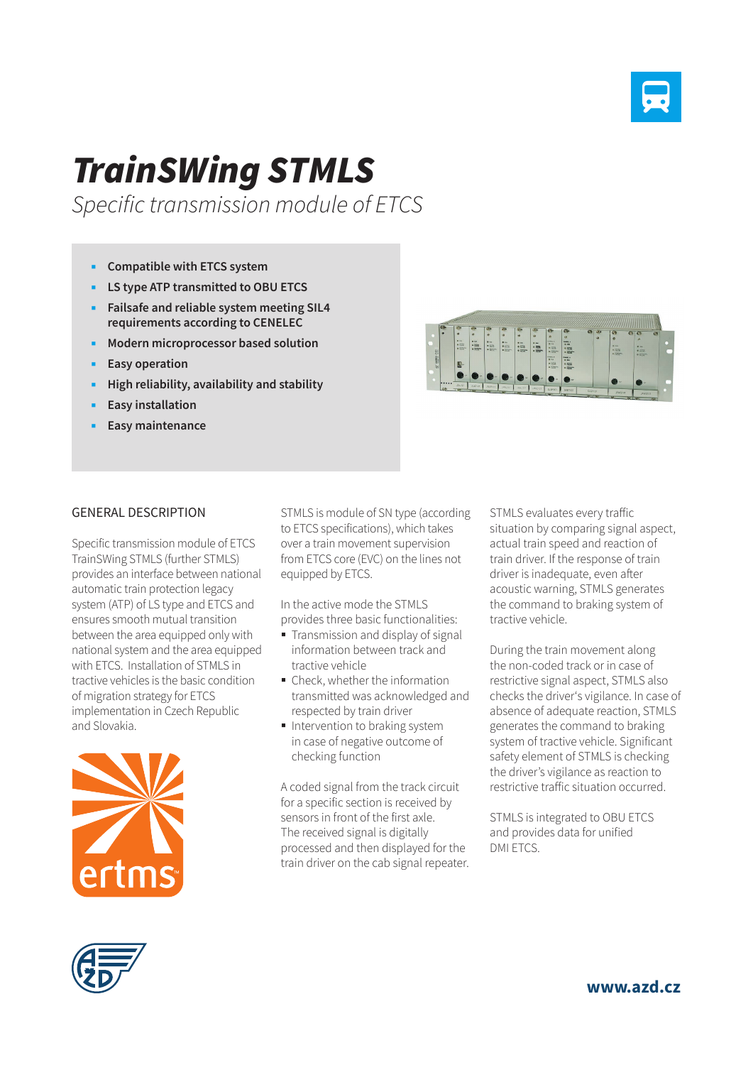# TrainSWing STMLS

*Specific transmission module of ETCS*

- **Compatible with ETCS system**
- **LS type ATP transmitted to OBU ETCS**
- **Failsafe and reliable system meeting SIL4 requirements according to CENELEC**
- **Modern microprocessor based solution**
- **Easy operation**
- **High reliability, availability and stability**
- **Easy installation**
- **Easy maintenance**

## GENERAL DESCRIPTION

Specific transmission module of ETCS TrainSWing STMLS (further STMLS) provides an interface between national automatic train protection legacy system (ATP) of LS type and ETCS and ensures smooth mutual transition between the area equipped only with national system and the area equipped with ETCS. Installation of STMLS in tractive vehicles is the basic condition of migration strategy for ETCS implementation in Czech Republic and Slovakia.

STMLS is module of SN type (according to ETCS specifications), which takes over a train movement supervision from ETCS core (EVC) on the lines not equipped by ETCS.

In the active mode the STMLS provides three basic functionalities:

- Transmission and display of signal information between track and tractive vehicle
- Check, whether the information transmitted was acknowledged and respected by train driver
- Intervention to braking system in case of negative outcome of checking function

A coded signal from the track circuit for a specific section is received by sensors in front of the first axle. The received signal is digitally processed and then displayed for the train driver on the cab signal repeater.

STMLS evaluates every traffic situation by comparing signal aspect, actual train speed and reaction of train driver. If the response of train driver is inadequate, even after acoustic warning, STMLS generates the command to braking system of tractive vehicle.

During the train movement along the non-coded track or in case of restrictive signal aspect, STMLS also checks the driver's vigilance. In case of absence of adequate reaction, STMLS generates the command to braking system of tractive vehicle. Significant safety element of STMLS is checking the driver's vigilance as reaction to restrictive traffic situation occurred.

STMLS is integrated to OBU ETCS and provides data for unified DMI ETCS.

www.azd.cz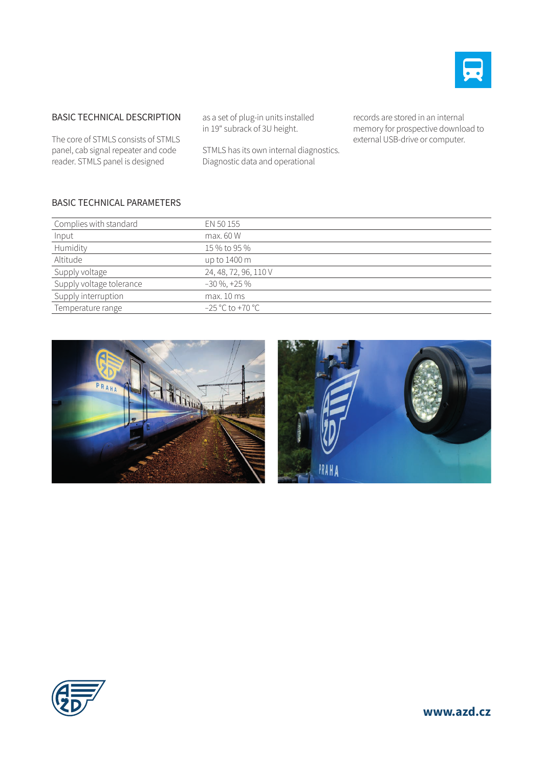## BASIC TECHNICAL DESCRIPTION

The core of STMLS consists of STMLS panel, cab signal repeater and code reader. STMLS panel is designed as a set of plug-in units installed in 19" subrack of 3U height.

STMLS has its own internal diagnostics. Diagnostic data and operational records are stored in an internal memory for prospective download to external USB-drive or computer.

## BASIC TECHNICAL PARAMETERS

| | |
|---|---|
| Complies with standard | EN 50 155 |
| Input | max. 60 W |
| Humidity | 15 % to 95 % |
| Altitude | up to 1400 m |
| Supply voltage | 24, 48, 72, 96, 110 V |
| Supply voltage tolerance | –30 %, +25 % |
| Supply interruption | max. 10 ms |
| Temperature range | –25 °C to +70 °C |

www.azd.cz